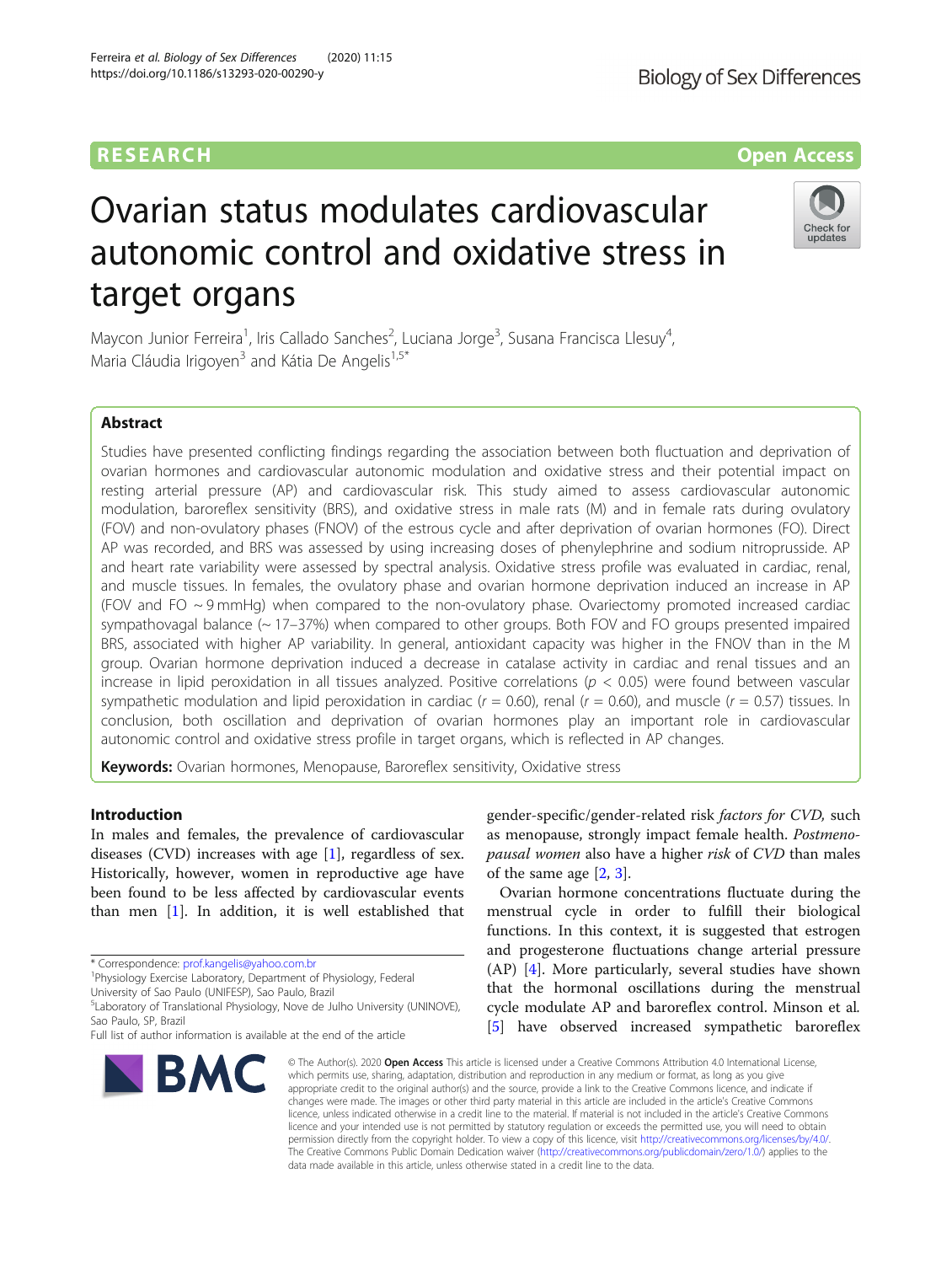RESEARCH

Open Access

# Ovarian status modulates cardiovascular autonomic control and oxidative stress in target organs

Maycon Junior Ferreira[1], Iris Callado Sanches[2], Luciana Jorge[3], Susana Francisca Llesuy[4], Maria Cláudia Irigoyen[3] and Kátia De Angelis[1,5*]

## Abstract

Studies have presented conflicting findings regarding the association between both fluctuation and deprivation of ovarian hormones and cardiovascular autonomic modulation and oxidative stress and their potential impact on resting arterial pressure (AP) and cardiovascular risk. This study aimed to assess cardiovascular autonomic modulation, baroreflex sensitivity (BRS), and oxidative stress in male rats (M) and in female rats during ovulatory (FOV) and non-ovulatory phases (FNOV) of the estrous cycle and after deprivation of ovarian hormones (FO). Direct AP was recorded, and BRS was assessed by using increasing doses of phenylephrine and sodium nitroprusside. AP and heart rate variability were assessed by spectral analysis. Oxidative stress profile was evaluated in cardiac, renal, and muscle tissues. In females, the ovulatory phase and ovarian hormone deprivation induced an increase in AP (FOV and FO ~ 9 mmHg) when compared to the non-ovulatory phase. Ovariectomy promoted increased cardiac sympathovagal balance (~ 17–37%) when compared to other groups. Both FOV and FO groups presented impaired BRS, associated with higher AP variability. In general, antioxidant capacity was higher in the FNOV than in the M group. Ovarian hormone deprivation induced a decrease in catalase activity in cardiac and renal tissues and an increase in lipid peroxidation in all tissues analyzed. Positive correlations ($p < 0.05$) were found between vascular sympathetic modulation and lipid peroxidation in cardiac ($r = 0.60$), renal ($r = 0.60$), and muscle ($r = 0.57$) tissues. In conclusion, both oscillation and deprivation of ovarian hormones play an important role in cardiovascular autonomic control and oxidative stress profile in target organs, which is reflected in AP changes.

**Keywords:** Ovarian hormones, Menopause, Baroreflex sensitivity, Oxidative stress

## Introduction

In males and females, the prevalence of cardiovascular diseases (CVD) increases with age [1], regardless of sex. Historically, however, women in reproductive age have been found to be less affected by cardiovascular events than men [1]. In addition, it is well established that gender-specific/gender-related risk *factors for CVD,* such as menopause, strongly impact female health. *Postmenopausal women* also have a higher *risk* of *CVD* than males of the same age [2, 3].

Ovarian hormone concentrations fluctuate during the menstrual cycle in order to fulfill their biological functions. In this context, it is suggested that estrogen and progesterone fluctuations change arterial pressure (AP) [4]. More particularly, several studies have shown that the hormonal oscillations during the menstrual cycle modulate AP and baroreflex control. Minson et al. [5] have observed increased sympathetic baroreflex

\* Correspondence: prof.kangelis@yahoo.com.br
[1]Physiology Exercise Laboratory, Department of Physiology, Federal University of Sao Paulo (UNIFESP), Sao Paulo, Brazil
[5]Laboratory of Translational Physiology, Nove de Julho University (UNINOVE), Sao Paulo, SP, Brazil
Full list of author information is available at the end of the article

© The Author(s). 2020 **Open Access** This article is licensed under a Creative Commons Attribution 4.0 International License, which permits use, sharing, adaptation, distribution and reproduction in any medium or format, as long as you give appropriate credit to the original author(s) and the source, provide a link to the Creative Commons licence, and indicate if changes were made. The images or other third party material in this article are included in the article's Creative Commons licence, unless indicated otherwise in a credit line to the material. If material is not included in the article's Creative Commons licence and your intended use is not permitted by statutory regulation or exceeds the permitted use, you will need to obtain permission directly from the copyright holder. To view a copy of this licence, visit http://creativecommons.org/licenses/by/4.0/. The Creative Commons Public Domain Dedication waiver (http://creativecommons.org/publicdomain/zero/1.0/) applies to the data made available in this article, unless otherwise stated in a credit line to the data.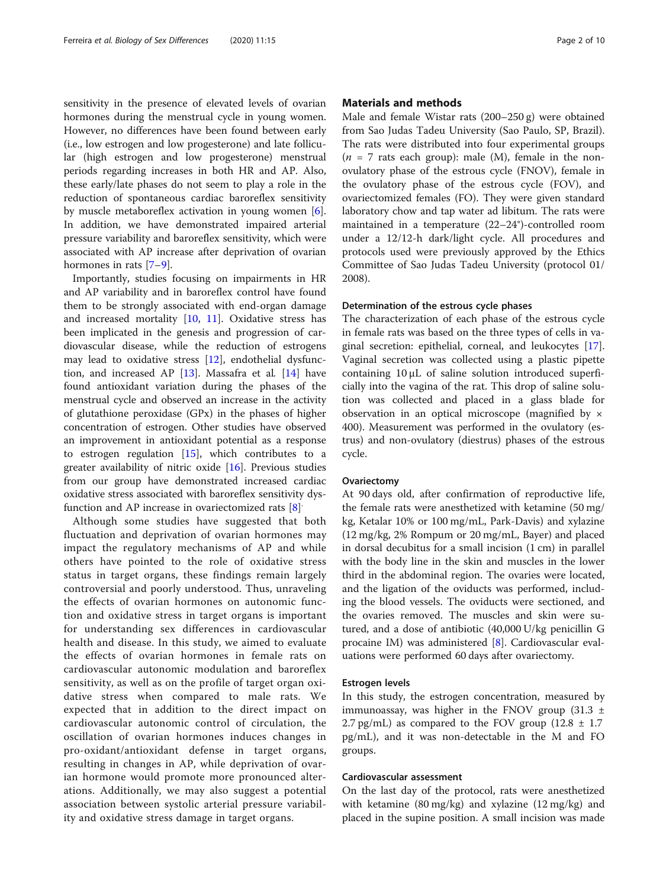sensitivity in the presence of elevated levels of ovarian hormones during the menstrual cycle in young women. However, no differences have been found between early (i.e., low estrogen and low progesterone) and late follicular (high estrogen and low progesterone) menstrual periods regarding increases in both HR and AP. Also, these early/late phases do not seem to play a role in the reduction of spontaneous cardiac baroreflex sensitivity by muscle metaboreflex activation in young women [6]. In addition, we have demonstrated impaired arterial pressure variability and baroreflex sensitivity, which were associated with AP increase after deprivation of ovarian hormones in rats [7–9].

Importantly, studies focusing on impairments in HR and AP variability and in baroreflex control have found them to be strongly associated with end-organ damage and increased mortality [10, 11]. Oxidative stress has been implicated in the genesis and progression of cardiovascular disease, while the reduction of estrogens may lead to oxidative stress [12], endothelial dysfunction, and increased AP [13]. Massafra et al. [14] have found antioxidant variation during the phases of the menstrual cycle and observed an increase in the activity of glutathione peroxidase (GPx) in the phases of higher concentration of estrogen. Other studies have observed an improvement in antioxidant potential as a response to estrogen regulation [15], which contributes to a greater availability of nitric oxide [16]. Previous studies from our group have demonstrated increased cardiac oxidative stress associated with baroreflex sensitivity dysfunction and AP increase in ovariectomized rats [8].

Although some studies have suggested that both fluctuation and deprivation of ovarian hormones may impact the regulatory mechanisms of AP and while others have pointed to the role of oxidative stress status in target organs, these findings remain largely controversial and poorly understood. Thus, unraveling the effects of ovarian hormones on autonomic function and oxidative stress in target organs is important for understanding sex differences in cardiovascular health and disease. In this study, we aimed to evaluate the effects of ovarian hormones in female rats on cardiovascular autonomic modulation and baroreflex sensitivity, as well as on the profile of target organ oxidative stress when compared to male rats. We expected that in addition to the direct impact on cardiovascular autonomic control of circulation, the oscillation of ovarian hormones induces changes in pro-oxidant/antioxidant defense in target organs, resulting in changes in AP, while deprivation of ovarian hormone would promote more pronounced alterations. Additionally, we may also suggest a potential association between systolic arterial pressure variability and oxidative stress damage in target organs.

## Materials and methods

Male and female Wistar rats (200–250 g) were obtained from Sao Judas Tadeu University (Sao Paulo, SP, Brazil). The rats were distributed into four experimental groups ($n = 7$ rats each group): male (M), female in the non-ovulatory phase of the estrous cycle (FNOV), female in the ovulatory phase of the estrous cycle (FOV), and ovariectomized females (FO). They were given standard laboratory chow and tap water ad libitum. The rats were maintained in a temperature (22–24°)-controlled room under a 12/12-h dark/light cycle. All procedures and protocols used were previously approved by the Ethics Committee of Sao Judas Tadeu University (protocol 01/2008).

### Determination of the estrous cycle phases

The characterization of each phase of the estrous cycle in female rats was based on the three types of cells in vaginal secretion: epithelial, corneal, and leukocytes [17]. Vaginal secretion was collected using a plastic pipette containing 10 μL of saline solution introduced superficially into the vagina of the rat. This drop of saline solution was collected and placed in a glass blade for observation in an optical microscope (magnified by × 400). Measurement was performed in the ovulatory (estrus) and non-ovulatory (diestrus) phases of the estrous cycle.

### Ovariectomy

At 90 days old, after confirmation of reproductive life, the female rats were anesthetized with ketamine (50 mg/kg, Ketalar 10% or 100 mg/mL, Park-Davis) and xylazine (12 mg/kg, 2% Rompum or 20 mg/mL, Bayer) and placed in dorsal decubitus for a small incision (1 cm) in parallel with the body line in the skin and muscles in the lower third in the abdominal region. The ovaries were located, and the ligation of the oviducts was performed, including the blood vessels. The oviducts were sectioned, and the ovaries removed. The muscles and skin were sutured, and a dose of antibiotic (40,000 U/kg penicillin G procaine IM) was administered [8]. Cardiovascular evaluations were performed 60 days after ovariectomy.

### Estrogen levels

In this study, the estrogen concentration, measured by immunoassay, was higher in the FNOV group (31.3 ± 2.7 pg/mL) as compared to the FOV group (12.8 ± 1.7 pg/mL), and it was non-detectable in the M and FO groups.

### Cardiovascular assessment

On the last day of the protocol, rats were anesthetized with ketamine (80 mg/kg) and xylazine (12 mg/kg) and placed in the supine position. A small incision was made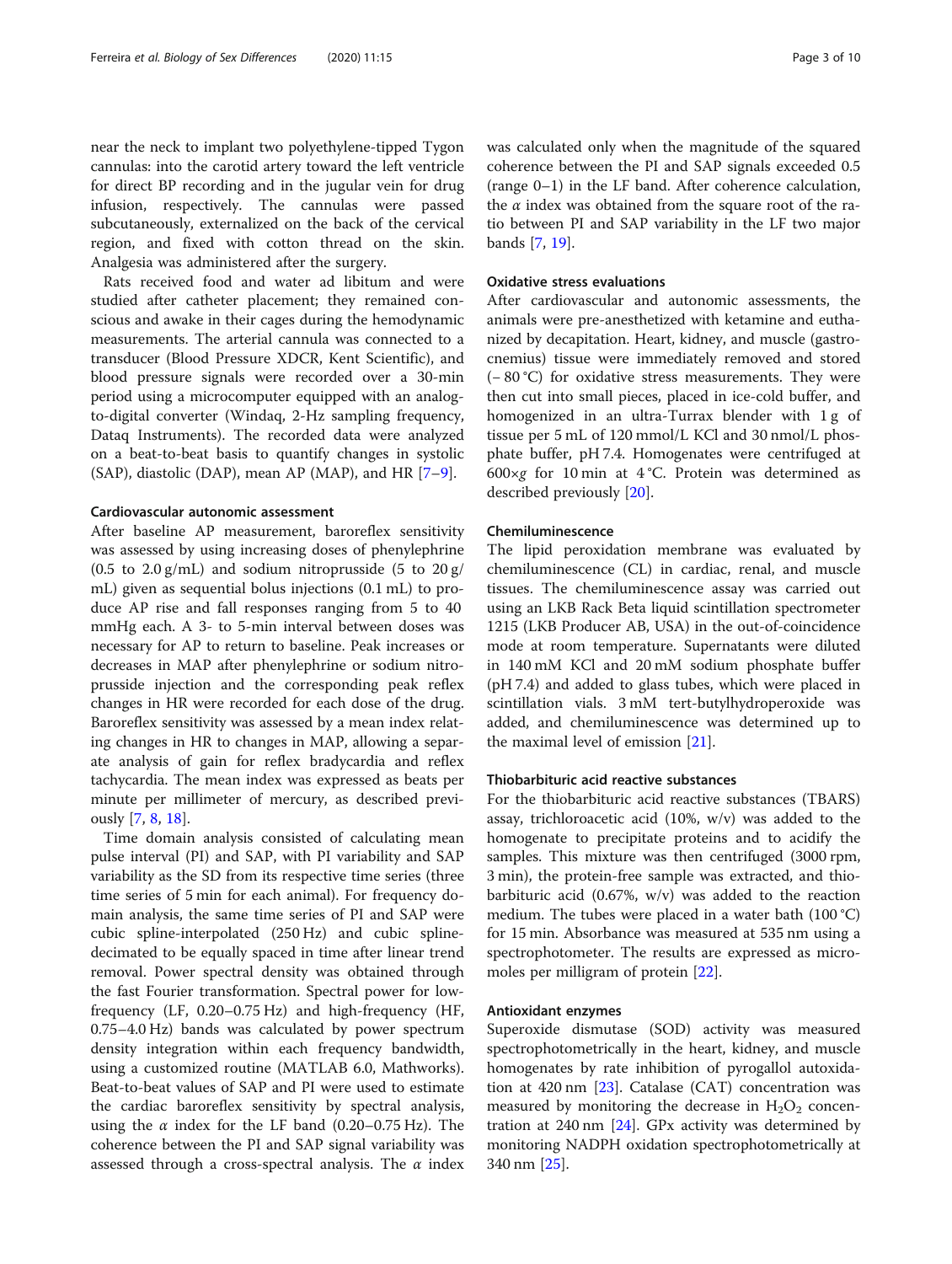near the neck to implant two polyethylene-tipped Tygon cannulas: into the carotid artery toward the left ventricle for direct BP recording and in the jugular vein for drug infusion, respectively. The cannulas were passed subcutaneously, externalized on the back of the cervical region, and fixed with cotton thread on the skin. Analgesia was administered after the surgery.

Rats received food and water ad libitum and were studied after catheter placement; they remained conscious and awake in their cages during the hemodynamic measurements. The arterial cannula was connected to a transducer (Blood Pressure XDCR, Kent Scientific), and blood pressure signals were recorded over a 30-min period using a microcomputer equipped with an analog-to-digital converter (Windaq, 2-Hz sampling frequency, Dataq Instruments). The recorded data were analyzed on a beat-to-beat basis to quantify changes in systolic (SAP), diastolic (DAP), mean AP (MAP), and HR [7–9].

### Cardiovascular autonomic assessment

After baseline AP measurement, baroreflex sensitivity was assessed by using increasing doses of phenylephrine (0.5 to 2.0 g/mL) and sodium nitroprusside (5 to 20 g/mL) given as sequential bolus injections (0.1 mL) to produce AP rise and fall responses ranging from 5 to 40 mmHg each. A 3- to 5-min interval between doses was necessary for AP to return to baseline. Peak increases or decreases in MAP after phenylephrine or sodium nitroprusside injection and the corresponding peak reflex changes in HR were recorded for each dose of the drug. Baroreflex sensitivity was assessed by a mean index relating changes in HR to changes in MAP, allowing a separate analysis of gain for reflex bradycardia and reflex tachycardia. The mean index was expressed as beats per minute per millimeter of mercury, as described previously [7, 8, 18].

Time domain analysis consisted of calculating mean pulse interval (PI) and SAP, with PI variability and SAP variability as the SD from its respective time series (three time series of 5 min for each animal). For frequency domain analysis, the same time series of PI and SAP were cubic spline-interpolated (250 Hz) and cubic spline-decimated to be equally spaced in time after linear trend removal. Power spectral density was obtained through the fast Fourier transformation. Spectral power for low-frequency (LF, 0.20–0.75 Hz) and high-frequency (HF, 0.75–4.0 Hz) bands was calculated by power spectrum density integration within each frequency bandwidth, using a customized routine (MATLAB 6.0, Mathworks). Beat-to-beat values of SAP and PI were used to estimate the cardiac baroreflex sensitivity by spectral analysis, using the $\alpha$ index for the LF band (0.20–0.75 Hz). The coherence between the PI and SAP signal variability was assessed through a cross-spectral analysis. The $\alpha$ index was calculated only when the magnitude of the squared coherence between the PI and SAP signals exceeded 0.5 (range 0–1) in the LF band. After coherence calculation, the $\alpha$ index was obtained from the square root of the ratio between PI and SAP variability in the LF two major bands [7, 19].

### Oxidative stress evaluations

After cardiovascular and autonomic assessments, the animals were pre-anesthetized with ketamine and euthanized by decapitation. Heart, kidney, and muscle (gastrocnemius) tissue were immediately removed and stored (− 80 °C) for oxidative stress measurements. They were then cut into small pieces, placed in ice-cold buffer, and homogenized in an ultra-Turrax blender with 1 g of tissue per 5 mL of 120 mmol/L KCl and 30 nmol/L phosphate buffer, pH 7.4. Homogenates were centrifuged at 600×*g* for 10 min at 4 °C. Protein was determined as described previously [20].

### Chemiluminescence

The lipid peroxidation membrane was evaluated by chemiluminescence (CL) in cardiac, renal, and muscle tissues. The chemiluminescence assay was carried out using an LKB Rack Beta liquid scintillation spectrometer 1215 (LKB Producer AB, USA) in the out-of-coincidence mode at room temperature. Supernatants were diluted in 140 mM KCl and 20 mM sodium phosphate buffer (pH 7.4) and added to glass tubes, which were placed in scintillation vials. 3 mM tert-butylhydroperoxide was added, and chemiluminescence was determined up to the maximal level of emission [21].

### Thiobarbituric acid reactive substances

For the thiobarbituric acid reactive substances (TBARS) assay, trichloroacetic acid (10%, w/v) was added to the homogenate to precipitate proteins and to acidify the samples. This mixture was then centrifuged (3000 rpm, 3 min), the protein-free sample was extracted, and thiobarbituric acid (0.67%, w/v) was added to the reaction medium. The tubes were placed in a water bath (100 °C) for 15 min. Absorbance was measured at 535 nm using a spectrophotometer. The results are expressed as micromoles per milligram of protein [22].

### Antioxidant enzymes

Superoxide dismutase (SOD) activity was measured spectrophotometrically in the heart, kidney, and muscle homogenates by rate inhibition of pyrogallol autoxidation at 420 nm [23]. Catalase (CAT) concentration was measured by monitoring the decrease in $H_2O_2$ concentration at 240 nm [24]. GPx activity was determined by monitoring NADPH oxidation spectrophotometrically at 340 nm [25].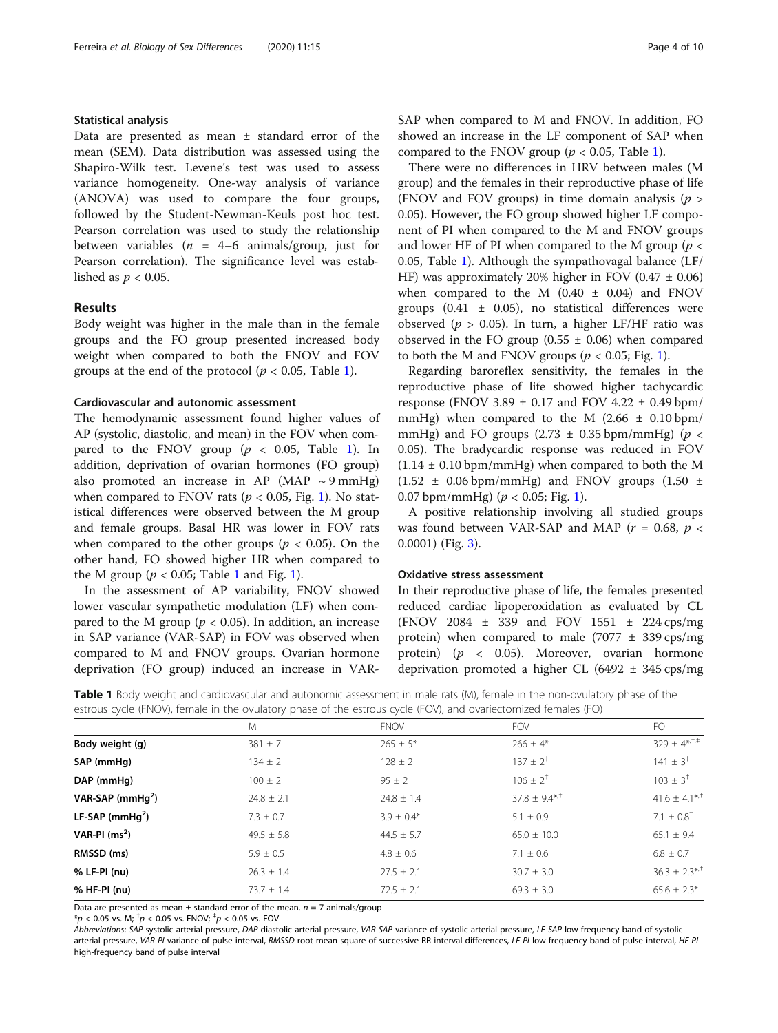### Statistical analysis

Data are presented as mean ± standard error of the mean (SEM). Data distribution was assessed using the Shapiro-Wilk test. Levene's test was used to assess variance homogeneity. One-way analysis of variance (ANOVA) was used to compare the four groups, followed by the Student-Newman-Keuls post hoc test. Pearson correlation was used to study the relationship between variables ($n$ = 4–6 animals/group, just for Pearson correlation). The significance level was established as $p < 0.05$.

## Results

Body weight was higher in the male than in the female groups and the FO group presented increased body weight when compared to both the FNOV and FOV groups at the end of the protocol ($p < 0.05$, Table 1).

### Cardiovascular and autonomic assessment

The hemodynamic assessment found higher values of AP (systolic, diastolic, and mean) in the FOV when compared to the FNOV group ($p < 0.05$, Table 1). In addition, deprivation of ovarian hormones (FO group) also promoted an increase in AP (MAP ~ 9 mmHg) when compared to FNOV rats ($p < 0.05$, Fig. 1). No statistical differences were observed between the M group and female groups. Basal HR was lower in FOV rats when compared to the other groups ($p < 0.05$). On the other hand, FO showed higher HR when compared to the M group ($p < 0.05$; Table 1 and Fig. 1).

In the assessment of AP variability, FNOV showed lower vascular sympathetic modulation (LF) when compared to the M group ($p < 0.05$). In addition, an increase in SAP variance (VAR-SAP) in FOV was observed when compared to M and FNOV groups. Ovarian hormone deprivation (FO group) induced an increase in VAR-SAP when compared to M and FNOV. In addition, FO showed an increase in the LF component of SAP when compared to the FNOV group ($p < 0.05$, Table 1).

There were no differences in HRV between males (M group) and the females in their reproductive phase of life (FNOV and FOV groups) in time domain analysis ($p > 0.05$). However, the FO group showed higher LF component of PI when compared to the M and FNOV groups and lower HF of PI when compared to the M group ($p < 0.05$, Table 1). Although the sympathovagal balance (LF/HF) was approximately 20% higher in FOV (0.47 ± 0.06) when compared to the M (0.40 ± 0.04) and FNOV groups (0.41 ± 0.05), no statistical differences were observed ($p > 0.05$). In turn, a higher LF/HF ratio was observed in the FO group (0.55 ± 0.06) when compared to both the M and FNOV groups ($p < 0.05$; Fig. 1).

Regarding baroreflex sensitivity, the females in the reproductive phase of life showed higher tachycardic response (FNOV 3.89 ± 0.17 and FOV 4.22 ± 0.49 bpm/mmHg) when compared to the M (2.66 ± 0.10 bpm/mmHg) and FO groups (2.73 ± 0.35 bpm/mmHg) ($p < 0.05$). The bradycardic response was reduced in FOV (1.14 ± 0.10 bpm/mmHg) when compared to both the M (1.52 ± 0.06 bpm/mmHg) and FNOV groups (1.50 ± 0.07 bpm/mmHg) ($p < 0.05$; Fig. 1).

A positive relationship involving all studied groups was found between VAR-SAP and MAP ($r = 0.68$, $p < 0.0001$) (Fig. 3).

### Oxidative stress assessment

In their reproductive phase of life, the females presented reduced cardiac lipoperoxidation as evaluated by CL (FNOV 2084 ± 339 and FOV 1551 ± 224 cps/mg protein) when compared to male (7077 ± 339 cps/mg protein) ($p < 0.05$). Moreover, ovarian hormone deprivation promoted a higher CL (6492 ± 345 cps/mg

**Table 1** Body weight and cardiovascular and autonomic assessment in male rats (M), female in the non-ovulatory phase of the estrous cycle (FNOV), female in the ovulatory phase of the estrous cycle (FOV), and ovariectomized females (FO)

| | M | FNOV | FOV | FO |
|---|---|---|---|---|
| **Body weight (g)** | 381 ± 7 | 265 ± 5* | 266 ± 4* | 329 ± 4*,†,‡ |
| **SAP (mmHg)** | 134 ± 2 | 128 ± 2 | 137 ± 2† | 141 ± 3† |
| **DAP (mmHg)** | 100 ± 2 | 95 ± 2 | 106 ± 2† | 103 ± 3† |
| **VAR-SAP (mmHg$^2$)** | 24.8 ± 2.1 | 24.8 ± 1.4 | 37.8 ± 9.4*,† | 41.6 ± 4.1*,† |
| **LF-SAP (mmHg$^2$)** | 7.3 ± 0.7 | 3.9 ± 0.4* | 5.1 ± 0.9 | 7.1 ± 0.8† |
| **VAR-PI (ms$^2$)** | 49.5 ± 5.8 | 44.5 ± 5.7 | 65.0 ± 10.0 | 65.1 ± 9.4 |
| **RMSSD (ms)** | 5.9 ± 0.5 | 4.8 ± 0.6 | 7.1 ± 0.6 | 6.8 ± 0.7 |
| **% LF-PI (nu)** | 26.3 ± 1.4 | 27.5 ± 2.1 | 30.7 ± 3.0 | 36.3 ± 2.3*,† |
| **% HF-PI (nu)** | 73.7 ± 1.4 | 72.5 ± 2.1 | 69.3 ± 3.0 | 65.6 ± 2.3* |

Data are presented as mean ± standard error of the mean. $n$ = 7 animals/group

*$p < 0.05$ vs. M; †$p < 0.05$ vs. FNOV; ‡$p < 0.05$ vs. FOV

*Abbreviations*: *SAP* systolic arterial pressure, *DAP* diastolic arterial pressure, *VAR-SAP* variance of systolic arterial pressure, *LF-SAP* low-frequency band of systolic arterial pressure, *VAR-PI* variance of pulse interval, *RMSSD* root mean square of successive RR interval differences, *LF-PI* low-frequency band of pulse interval, *HF-PI* high-frequency band of pulse interval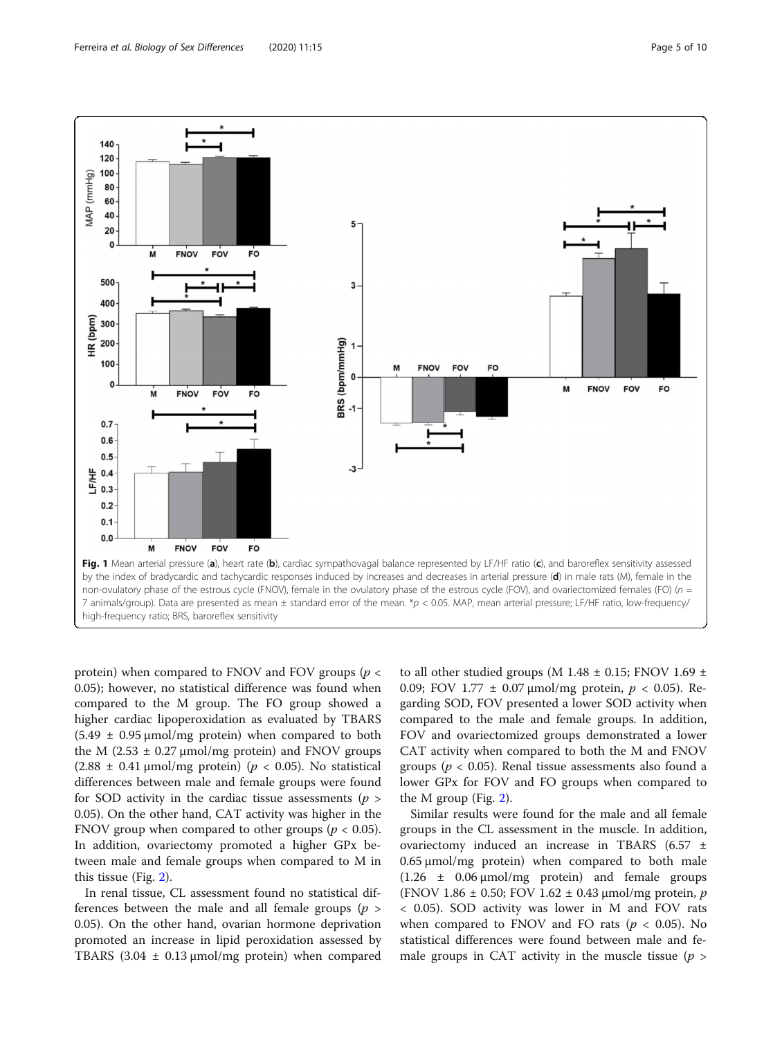Fig. 1 Mean arterial pressure (**a**), heart rate (**b**), cardiac sympathovagal balance represented by LF/HF ratio (**c**), and baroreflex sensitivity assessed by the index of bradycardic and tachycardic responses induced by increases and decreases in arterial pressure (**d**) in male rats (M), female in the non-ovulatory phase of the estrous cycle (FNOV), female in the ovulatory phase of the estrous cycle (FOV), and ovariectomized females (FO) ($n$ = 7 animals/group). Data are presented as mean ± standard error of the mean. *$p$ < 0.05. MAP, mean arterial pressure; LF/HF ratio, low-frequency/high-frequency ratio; BRS, baroreflex sensitivity

protein) when compared to FNOV and FOV groups ($p$ < 0.05); however, no statistical difference was found when compared to the M group. The FO group showed a higher cardiac lipoperoxidation as evaluated by TBARS (5.49 ± 0.95 μmol/mg protein) when compared to both the M (2.53 ± 0.27 μmol/mg protein) and FNOV groups (2.88 ± 0.41 μmol/mg protein) ($p$ < 0.05). No statistical differences between male and female groups were found for SOD activity in the cardiac tissue assessments ($p$ > 0.05). On the other hand, CAT activity was higher in the FNOV group when compared to other groups ($p$ < 0.05). In addition, ovariectomy promoted a higher GPx between male and female groups when compared to M in this tissue (Fig. 2).

In renal tissue, CL assessment found no statistical differences between the male and all female groups ($p$ > 0.05). On the other hand, ovarian hormone deprivation promoted an increase in lipid peroxidation assessed by TBARS (3.04 ± 0.13 μmol/mg protein) when compared to all other studied groups (M 1.48 ± 0.15; FNOV 1.69 ± 0.09; FOV 1.77 ± 0.07 μmol/mg protein, $p$ < 0.05). Regarding SOD, FOV presented a lower SOD activity when compared to the male and female groups. In addition, FOV and ovariectomized groups demonstrated a lower CAT activity when compared to both the M and FNOV groups ($p$ < 0.05). Renal tissue assessments also found a lower GPx for FOV and FO groups when compared to the M group (Fig. 2).

Similar results were found for the male and all female groups in the CL assessment in the muscle. In addition, ovariectomy induced an increase in TBARS (6.57 ± 0.65 μmol/mg protein) when compared to both male (1.26 ± 0.06 μmol/mg protein) and female groups (FNOV 1.86 ± 0.50; FOV 1.62 ± 0.43 μmol/mg protein, $p$ < 0.05). SOD activity was lower in M and FOV rats when compared to FNOV and FO rats ($p$ < 0.05). No statistical differences were found between male and female groups in CAT activity in the muscle tissue ($p$ >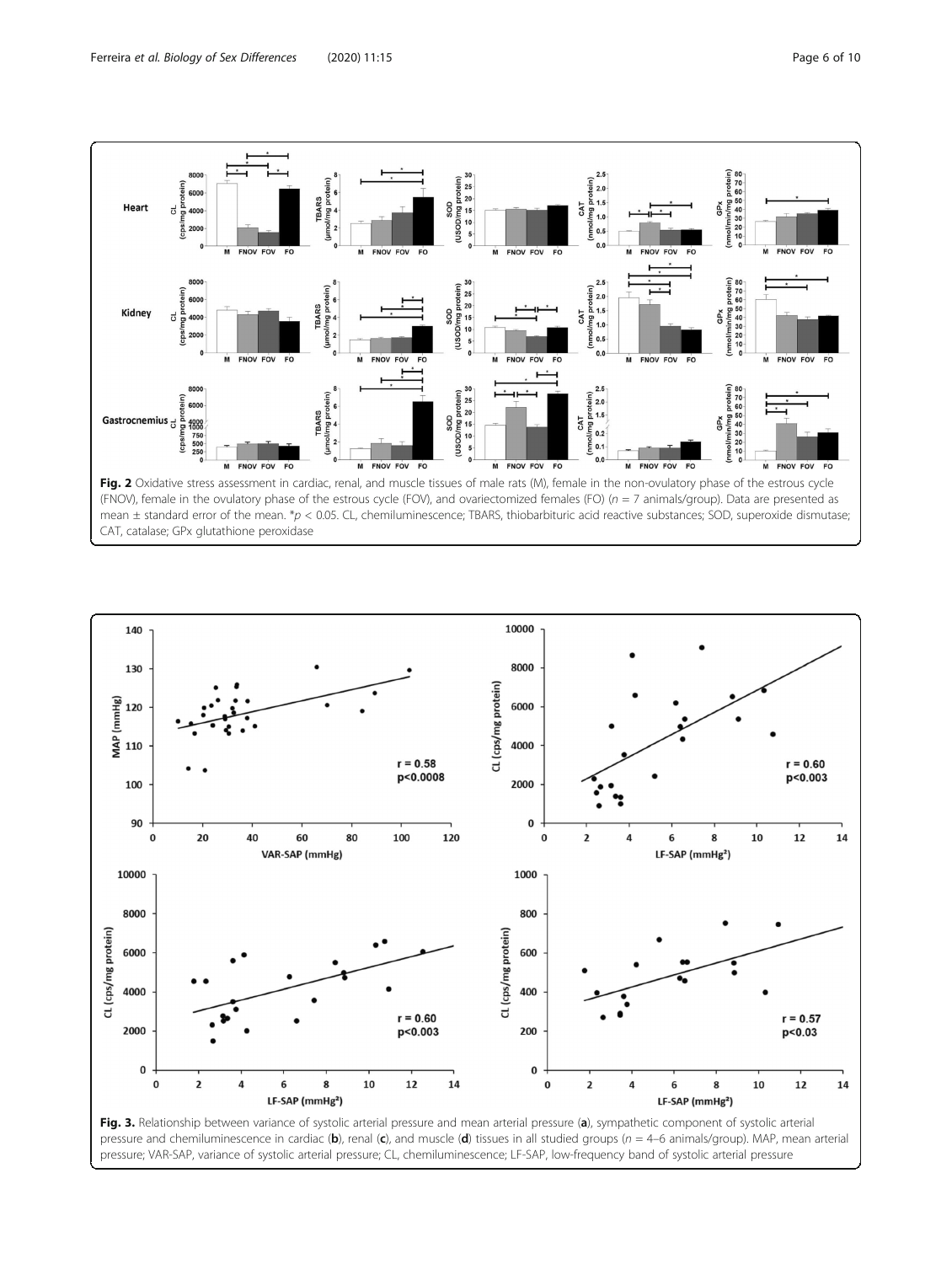**Fig. 2** Oxidative stress assessment in cardiac, renal, and muscle tissues of male rats (M), female in the non-ovulatory phase of the estrous cycle (FNOV), female in the ovulatory phase of the estrous cycle (FOV), and ovariectomized females (FO) ($n = 7$ animals/group). Data are presented as mean ± standard error of the mean. *$p < 0.05$. CL, chemiluminescence; TBARS, thiobarbituric acid reactive substances; SOD, superoxide dismutase; CAT, catalase; GPx glutathione peroxidase

**Fig. 3.** Relationship between variance of systolic arterial pressure and mean arterial pressure (**a**), sympathetic component of systolic arterial pressure and chemiluminescence in cardiac (**b**), renal (**c**), and muscle (**d**) tissues in all studied groups ($n = 4$–$6$ animals/group). MAP, mean arterial pressure; VAR-SAP, variance of systolic arterial pressure; CL, chemiluminescence; LF-SAP, low-frequency band of systolic arterial pressure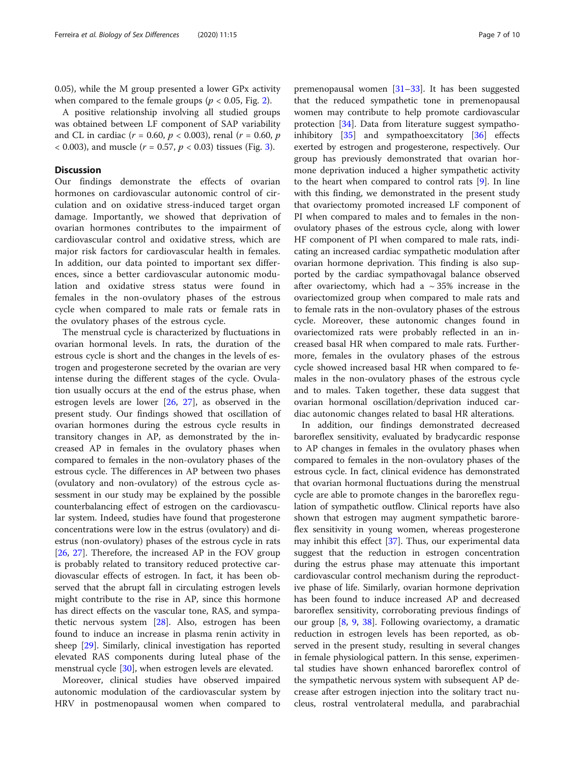0.05), while the M group presented a lower GPx activity when compared to the female groups ($p < 0.05$, Fig. 2).

A positive relationship involving all studied groups was obtained between LF component of SAP variability and CL in cardiac ($r = 0.60$, $p < 0.003$), renal ($r = 0.60$, $p < 0.003$), and muscle ($r = 0.57$, $p < 0.03$) tissues (Fig. 3).

## Discussion

Our findings demonstrate the effects of ovarian hormones on cardiovascular autonomic control of circulation and on oxidative stress-induced target organ damage. Importantly, we showed that deprivation of ovarian hormones contributes to the impairment of cardiovascular control and oxidative stress, which are major risk factors for cardiovascular health in females. In addition, our data pointed to important sex differences, since a better cardiovascular autonomic modulation and oxidative stress status were found in females in the non-ovulatory phases of the estrous cycle when compared to male rats or female rats in the ovulatory phases of the estrous cycle.

The menstrual cycle is characterized by fluctuations in ovarian hormonal levels. In rats, the duration of the estrous cycle is short and the changes in the levels of estrogen and progesterone secreted by the ovarian are very intense during the different stages of the cycle. Ovulation usually occurs at the end of the estrus phase, when estrogen levels are lower [26, 27], as observed in the present study. Our findings showed that oscillation of ovarian hormones during the estrous cycle results in transitory changes in AP, as demonstrated by the increased AP in females in the ovulatory phases when compared to females in the non-ovulatory phases of the estrous cycle. The differences in AP between two phases (ovulatory and non-ovulatory) of the estrous cycle assessment in our study may be explained by the possible counterbalancing effect of estrogen on the cardiovascular system. Indeed, studies have found that progesterone concentrations were low in the estrus (ovulatory) and diestrus (non-ovulatory) phases of the estrous cycle in rats [26, 27]. Therefore, the increased AP in the FOV group is probably related to transitory reduced protective cardiovascular effects of estrogen. In fact, it has been observed that the abrupt fall in circulating estrogen levels might contribute to the rise in AP, since this hormone has direct effects on the vascular tone, RAS, and sympathetic nervous system [28]. Also, estrogen has been found to induce an increase in plasma renin activity in sheep [29]. Similarly, clinical investigation has reported elevated RAS components during luteal phase of the menstrual cycle [30], when estrogen levels are elevated.

Moreover, clinical studies have observed impaired autonomic modulation of the cardiovascular system by HRV in postmenopausal women when compared to premenopausal women [31–33]. It has been suggested that the reduced sympathetic tone in premenopausal women may contribute to help promote cardiovascular protection [34]. Data from literature suggest sympathoinhibitory [35] and sympathoexcitatory [36] effects exerted by estrogen and progesterone, respectively. Our group has previously demonstrated that ovarian hormone deprivation induced a higher sympathetic activity to the heart when compared to control rats [9]. In line with this finding, we demonstrated in the present study that ovariectomy promoted increased LF component of PI when compared to males and to females in the non-ovulatory phases of the estrous cycle, along with lower HF component of PI when compared to male rats, indicating an increased cardiac sympathetic modulation after ovarian hormone deprivation. This finding is also supported by the cardiac sympathovagal balance observed after ovariectomy, which had a ~ 35% increase in the ovariectomized group when compared to male rats and to female rats in the non-ovulatory phases of the estrous cycle. Moreover, these autonomic changes found in ovariectomized rats were probably reflected in an increased basal HR when compared to male rats. Furthermore, females in the ovulatory phases of the estrous cycle showed increased basal HR when compared to females in the non-ovulatory phases of the estrous cycle and to males. Taken together, these data suggest that ovarian hormonal oscillation/deprivation induced cardiac autonomic changes related to basal HR alterations.

In addition, our findings demonstrated decreased baroreflex sensitivity, evaluated by bradycardic response to AP changes in females in the ovulatory phases when compared to females in the non-ovulatory phases of the estrous cycle. In fact, clinical evidence has demonstrated that ovarian hormonal fluctuations during the menstrual cycle are able to promote changes in the baroreflex regulation of sympathetic outflow. Clinical reports have also shown that estrogen may augment sympathetic baroreflex sensitivity in young women, whereas progesterone may inhibit this effect [37]. Thus, our experimental data suggest that the reduction in estrogen concentration during the estrus phase may attenuate this important cardiovascular control mechanism during the reproductive phase of life. Similarly, ovarian hormone deprivation has been found to induce increased AP and decreased baroreflex sensitivity, corroborating previous findings of our group [8, 9, 38]. Following ovariectomy, a dramatic reduction in estrogen levels has been reported, as observed in the present study, resulting in several changes in female physiological pattern. In this sense, experimental studies have shown enhanced baroreflex control of the sympathetic nervous system with subsequent AP decrease after estrogen injection into the solitary tract nucleus, rostral ventrolateral medulla, and parabrachial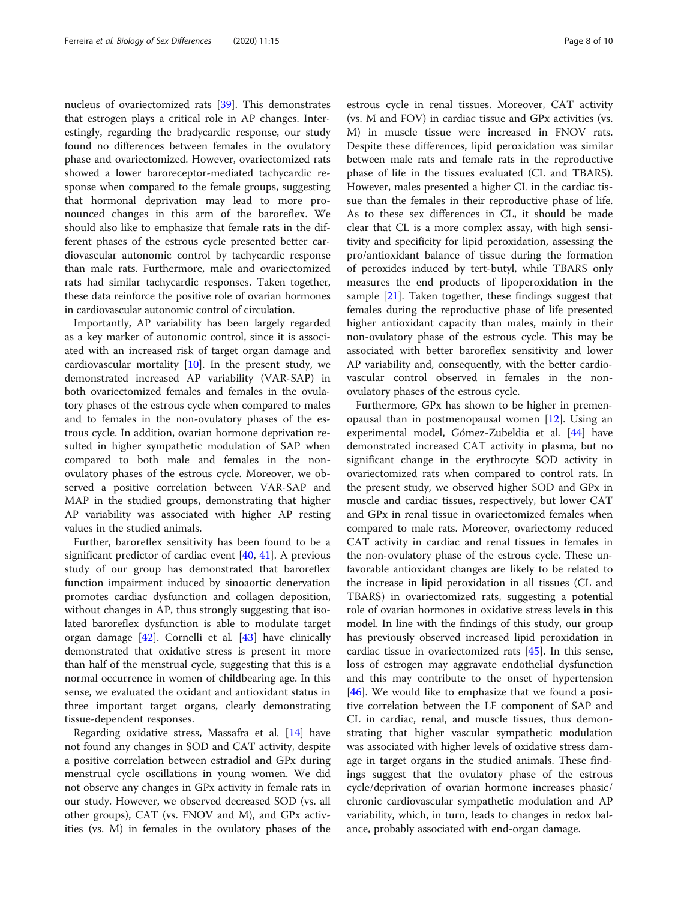nucleus of ovariectomized rats [39]. This demonstrates that estrogen plays a critical role in AP changes. Interestingly, regarding the bradycardic response, our study found no differences between females in the ovulatory phase and ovariectomized. However, ovariectomized rats showed a lower baroreceptor-mediated tachycardic response when compared to the female groups, suggesting that hormonal deprivation may lead to more pronounced changes in this arm of the baroreflex. We should also like to emphasize that female rats in the different phases of the estrous cycle presented better cardiovascular autonomic control by tachycardic response than male rats. Furthermore, male and ovariectomized rats had similar tachycardic responses. Taken together, these data reinforce the positive role of ovarian hormones in cardiovascular autonomic control of circulation.

Importantly, AP variability has been largely regarded as a key marker of autonomic control, since it is associated with an increased risk of target organ damage and cardiovascular mortality [10]. In the present study, we demonstrated increased AP variability (VAR-SAP) in both ovariectomized females and females in the ovulatory phases of the estrous cycle when compared to males and to females in the non-ovulatory phases of the estrous cycle. In addition, ovarian hormone deprivation resulted in higher sympathetic modulation of SAP when compared to both male and females in the non-ovulatory phases of the estrous cycle. Moreover, we observed a positive correlation between VAR-SAP and MAP in the studied groups, demonstrating that higher AP variability was associated with higher AP resting values in the studied animals.

Further, baroreflex sensitivity has been found to be a significant predictor of cardiac event [40, 41]. A previous study of our group has demonstrated that baroreflex function impairment induced by sinoaortic denervation promotes cardiac dysfunction and collagen deposition, without changes in AP, thus strongly suggesting that isolated baroreflex dysfunction is able to modulate target organ damage [42]. Cornelli et al. [43] have clinically demonstrated that oxidative stress is present in more than half of the menstrual cycle, suggesting that this is a normal occurrence in women of childbearing age. In this sense, we evaluated the oxidant and antioxidant status in three important target organs, clearly demonstrating tissue-dependent responses.

Regarding oxidative stress, Massafra et al. [14] have not found any changes in SOD and CAT activity, despite a positive correlation between estradiol and GPx during menstrual cycle oscillations in young women. We did not observe any changes in GPx activity in female rats in our study. However, we observed decreased SOD (vs. all other groups), CAT (vs. FNOV and M), and GPx activities (vs. M) in females in the ovulatory phases of the estrous cycle in renal tissues. Moreover, CAT activity (vs. M and FOV) in cardiac tissue and GPx activities (vs. M) in muscle tissue were increased in FNOV rats. Despite these differences, lipid peroxidation was similar between male rats and female rats in the reproductive phase of life in the tissues evaluated (CL and TBARS). However, males presented a higher CL in the cardiac tissue than the females in their reproductive phase of life. As to these sex differences in CL, it should be made clear that CL is a more complex assay, with high sensitivity and specificity for lipid peroxidation, assessing the pro/antioxidant balance of tissue during the formation of peroxides induced by tert-butyl, while TBARS only measures the end products of lipoperoxidation in the sample [21]. Taken together, these findings suggest that females during the reproductive phase of life presented higher antioxidant capacity than males, mainly in their non-ovulatory phase of the estrous cycle. This may be associated with better baroreflex sensitivity and lower AP variability and, consequently, with the better cardiovascular control observed in females in the non-ovulatory phases of the estrous cycle.

Furthermore, GPx has shown to be higher in premenopausal than in postmenopausal women [12]. Using an experimental model, Gómez-Zubeldia et al. [44] have demonstrated increased CAT activity in plasma, but no significant change in the erythrocyte SOD activity in ovariectomized rats when compared to control rats. In the present study, we observed higher SOD and GPx in muscle and cardiac tissues, respectively, but lower CAT and GPx in renal tissue in ovariectomized females when compared to male rats. Moreover, ovariectomy reduced CAT activity in cardiac and renal tissues in females in the non-ovulatory phase of the estrous cycle. These unfavorable antioxidant changes are likely to be related to the increase in lipid peroxidation in all tissues (CL and TBARS) in ovariectomized rats, suggesting a potential role of ovarian hormones in oxidative stress levels in this model. In line with the findings of this study, our group has previously observed increased lipid peroxidation in cardiac tissue in ovariectomized rats [45]. In this sense, loss of estrogen may aggravate endothelial dysfunction and this may contribute to the onset of hypertension [46]. We would like to emphasize that we found a positive correlation between the LF component of SAP and CL in cardiac, renal, and muscle tissues, thus demonstrating that higher vascular sympathetic modulation was associated with higher levels of oxidative stress damage in target organs in the studied animals. These findings suggest that the ovulatory phase of the estrous cycle/deprivation of ovarian hormone increases phasic/chronic cardiovascular sympathetic modulation and AP variability, which, in turn, leads to changes in redox balance, probably associated with end-organ damage.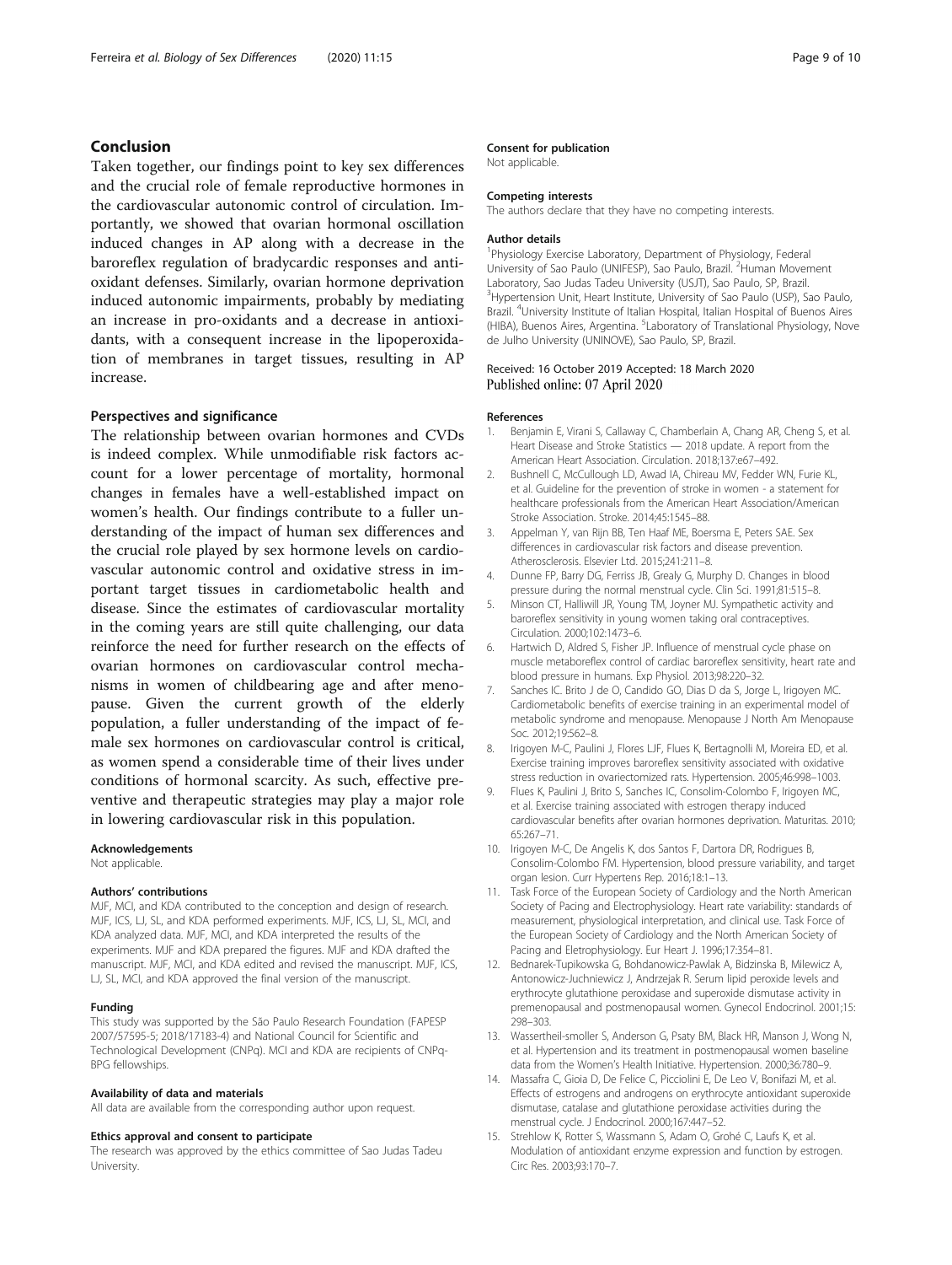## Conclusion

Taken together, our findings point to key sex differences and the crucial role of female reproductive hormones in the cardiovascular autonomic control of circulation. Importantly, we showed that ovarian hormonal oscillation induced changes in AP along with a decrease in the baroreflex regulation of bradycardic responses and antioxidant defenses. Similarly, ovarian hormone deprivation induced autonomic impairments, probably by mediating an increase in pro-oxidants and a decrease in antioxidants, with a consequent increase in the lipoperoxidation of membranes in target tissues, resulting in AP increase.

### Perspectives and significance

The relationship between ovarian hormones and CVDs is indeed complex. While unmodifiable risk factors account for a lower percentage of mortality, hormonal changes in females have a well-established impact on women's health. Our findings contribute to a fuller understanding of the impact of human sex differences and the crucial role played by sex hormone levels on cardiovascular autonomic control and oxidative stress in important target tissues in cardiometabolic health and disease. Since the estimates of cardiovascular mortality in the coming years are still quite challenging, our data reinforce the need for further research on the effects of ovarian hormones on cardiovascular control mechanisms in women of childbearing age and after menopause. Given the current growth of the elderly population, a fuller understanding of the impact of female sex hormones on cardiovascular control is critical, as women spend a considerable time of their lives under conditions of hormonal scarcity. As such, effective preventive and therapeutic strategies may play a major role in lowering cardiovascular risk in this population.

#### Acknowledgements

Not applicable.

#### Authors' contributions

MJF, MCI, and KDA contributed to the conception and design of research. MJF, ICS, LJ, SL, and KDA performed experiments. MJF, ICS, LJ, SL, MCI, and KDA analyzed data. MJF, MCI, and KDA interpreted the results of the experiments. MJF and KDA prepared the figures. MJF and KDA drafted the manuscript. MJF, MCI, and KDA edited and revised the manuscript. MJF, ICS, LJ, SL, MCI, and KDA approved the final version of the manuscript.

#### Funding

This study was supported by the São Paulo Research Foundation (FAPESP 2007/57595-5; 2018/17183-4) and National Council for Scientific and Technological Development (CNPq). MCI and KDA are recipients of CNPq-BPG fellowships.

#### Availability of data and materials

All data are available from the corresponding author upon request.

#### Ethics approval and consent to participate

The research was approved by the ethics committee of Sao Judas Tadeu University.

#### Consent for publication

Not applicable.

#### Competing interests

The authors declare that they have no competing interests.

#### Author details

[1]Physiology Exercise Laboratory, Department of Physiology, Federal University of Sao Paulo (UNIFESP), Sao Paulo, Brazil. [2]Human Movement Laboratory, Sao Judas Tadeu University (USJT), Sao Paulo, SP, Brazil. [3]Hypertension Unit, Heart Institute, University of Sao Paulo (USP), Sao Paulo, Brazil. [4]University Institute of Italian Hospital, Italian Hospital of Buenos Aires (HIBA), Buenos Aires, Argentina. [5]Laboratory of Translational Physiology, Nove de Julho University (UNINOVE), Sao Paulo, SP, Brazil.

Received: 16 October 2019 Accepted: 18 March 2020
Published online: 07 April 2020

#### References

1. Benjamin E, Virani S, Callaway C, Chamberlain A, Chang AR, Cheng S, et al. Heart Disease and Stroke Statistics — 2018 update. A report from the American Heart Association. Circulation. 2018;137:e67–492.
2. Bushnell C, McCullough LD, Awad IA, Chireau MV, Fedder WN, Furie KL, et al. Guideline for the prevention of stroke in women - a statement for healthcare professionals from the American Heart Association/American Stroke Association. Stroke. 2014;45:1545–88.
3. Appelman Y, van Rijn BB, Ten Haaf ME, Boersma E, Peters SAE. Sex differences in cardiovascular risk factors and disease prevention. Atherosclerosis. Elsevier Ltd. 2015;241:211–8.
4. Dunne FP, Barry DG, Ferriss JB, Grealy G, Murphy D. Changes in blood pressure during the normal menstrual cycle. Clin Sci. 1991;81:515–8.
5. Minson CT, Halliwill JR, Young TM, Joyner MJ. Sympathetic activity and baroreflex sensitivity in young women taking oral contraceptives. Circulation. 2000;102:1473–6.
6. Hartwich D, Aldred S, Fisher JP. Influence of menstrual cycle phase on muscle metaboreflex control of cardiac baroreflex sensitivity, heart rate and blood pressure in humans. Exp Physiol. 2013;98:220–32.
7. Sanches IC. Brito J de O, Candido GO, Dias D da S, Jorge L, Irigoyen MC. Cardiometabolic benefits of exercise training in an experimental model of metabolic syndrome and menopause. Menopause J North Am Menopause Soc. 2012;19:562–8.
8. Irigoyen M-C, Paulini J, Flores LJF, Flues K, Bertagnolli M, Moreira ED, et al. Exercise training improves baroreflex sensitivity associated with oxidative stress reduction in ovariectomized rats. Hypertension. 2005;46:998–1003.
9. Flues K, Paulini J, Brito S, Sanches IC, Consolim-Colombo F, Irigoyen MC, et al. Exercise training associated with estrogen therapy induced cardiovascular benefits after ovarian hormones deprivation. Maturitas. 2010; 65:267–71.
10. Irigoyen M-C, De Angelis K, dos Santos F, Dartora DR, Rodrigues B, Consolim-Colombo FM. Hypertension, blood pressure variability, and target organ lesion. Curr Hypertens Rep. 2016;18:1–13.
11. Task Force of the European Society of Cardiology and the North American Society of Pacing and Electrophysiology. Heart rate variability: standards of measurement, physiological interpretation, and clinical use. Task Force of the European Society of Cardiology and the North American Society of Pacing and Eletrophysiology. Eur Heart J. 1996;17:354–81.
12. Bednarek-Tupikowska G, Bohdanowicz-Pawlak A, Bidzinska B, Milewicz A, Antonowicz-Juchniewicz J, Andrzejak R. Serum lipid peroxide levels and erythrocyte glutathione peroxidase and superoxide dismutase activity in premenopausal and postmenopausal women. Gynecol Endocrinol. 2001;15: 298–303.
13. Wassertheil-smoller S, Anderson G, Psaty BM, Black HR, Manson J, Wong N, et al. Hypertension and its treatment in postmenopausal women baseline data from the Women's Health Initiative. Hypertension. 2000;36:780–9.
14. Massafra C, Gioia D, De Felice C, Picciolini E, De Leo V, Bonifazi M, et al. Effects of estrogens and androgens on erythrocyte antioxidant superoxide dismutase, catalase and glutathione peroxidase activities during the menstrual cycle. J Endocrinol. 2000;167:447–52.
15. Strehlow K, Rotter S, Wassmann S, Adam O, Grohé C, Laufs K, et al. Modulation of antioxidant enzyme expression and function by estrogen. Circ Res. 2003;93:170–7.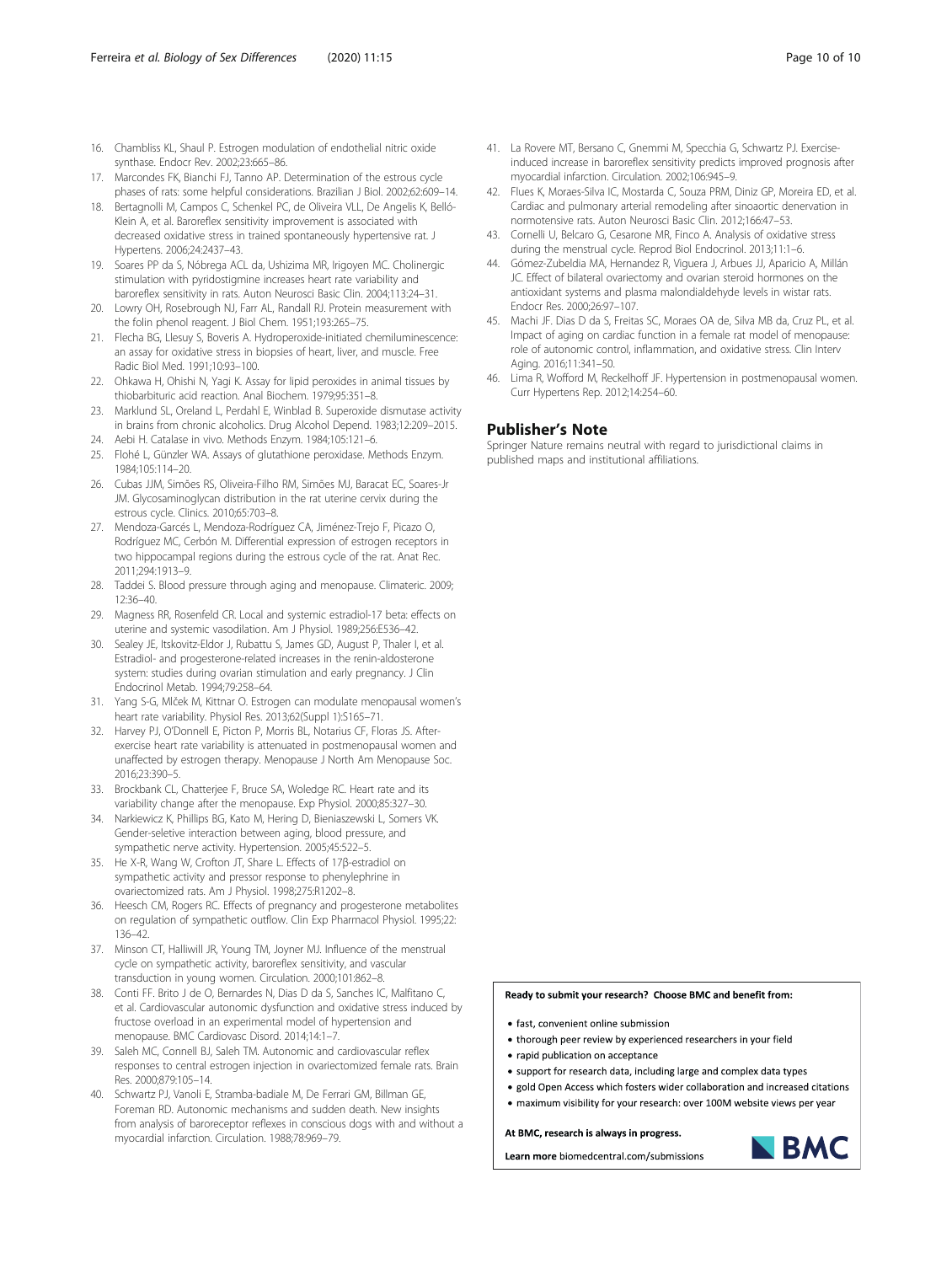16. Chambliss KL, Shaul P. Estrogen modulation of endothelial nitric oxide synthase. Endocr Rev. 2002;23:665–86.
17. Marcondes FK, Bianchi FJ, Tanno AP. Determination of the estrous cycle phases of rats: some helpful considerations. Brazilian J Biol. 2002;62:609–14.
18. Bertagnolli M, Campos C, Schenkel PC, de Oliveira VLL, De Angelis K, Belló-Klein A, et al. Baroreflex sensitivity improvement is associated with decreased oxidative stress in trained spontaneously hypertensive rat. J Hypertens. 2006;24:2437–43.
19. Soares PP da S, Nóbrega ACL da, Ushizima MR, Irigoyen MC. Cholinergic stimulation with pyridostigmine increases heart rate variability and baroreflex sensitivity in rats. Auton Neurosci Basic Clin. 2004;113:24–31.
20. Lowry OH, Rosebrough NJ, Farr AL, Randall RJ. Protein measurement with the folin phenol reagent. J Biol Chem. 1951;193:265–75.
21. Flecha BG, Llesuy S, Boveris A. Hydroperoxide-initiated chemiluminescence: an assay for oxidative stress in biopsies of heart, liver, and muscle. Free Radic Biol Med. 1991;10:93–100.
22. Ohkawa H, Ohishi N, Yagi K. Assay for lipid peroxides in animal tissues by thiobarbituric acid reaction. Anal Biochem. 1979;95:351–8.
23. Marklund SL, Oreland L, Perdahl E, Winblad B. Superoxide dismutase activity in brains from chronic alcoholics. Drug Alcohol Depend. 1983;12:209–2015.
24. Aebi H. Catalase in vivo. Methods Enzym. 1984;105:121–6.
25. Flohé L, Günzler WA. Assays of glutathione peroxidase. Methods Enzym. 1984;105:114–20.
26. Cubas JJM, Simões RS, Oliveira-Filho RM, Simões MJ, Baracat EC, Soares-Jr JM. Glycosaminoglycan distribution in the rat uterine cervix during the estrous cycle. Clinics. 2010;65:703–8.
27. Mendoza-Garcés L, Mendoza-Rodríguez CA, Jiménez-Trejo F, Picazo O, Rodríguez MC, Cerbón M. Differential expression of estrogen receptors in two hippocampal regions during the estrous cycle of the rat. Anat Rec. 2011;294:1913–9.
28. Taddei S. Blood pressure through aging and menopause. Climateric. 2009;12:36–40.
29. Magness RR, Rosenfeld CR. Local and systemic estradiol-17 beta: effects on uterine and systemic vasodilation. Am J Physiol. 1989;256:E536–42.
30. Sealey JE, Itskovitz-Eldor J, Rubattu S, James GD, August P, Thaler I, et al. Estradiol- and progesterone-related increases in the renin-aldosterone system: studies during ovarian stimulation and early pregnancy. J Clin Endocrinol Metab. 1994;79:258–64.
31. Yang S-G, Mlček M, Kittnar O. Estrogen can modulate menopausal women's heart rate variability. Physiol Res. 2013;62(Suppl 1):S165–71.
32. Harvey PJ, O'Donnell E, Picton P, Morris BL, Notarius CF, Floras JS. After-exercise heart rate variability is attenuated in postmenopausal women and unaffected by estrogen therapy. Menopause J North Am Menopause Soc. 2016;23:390–5.
33. Brockbank CL, Chatterjee F, Bruce SA, Woledge RC. Heart rate and its variability change after the menopause. Exp Physiol. 2000;85:327–30.
34. Narkiewicz K, Phillips BG, Kato M, Hering D, Bieniaszewski L, Somers VK. Gender-seletive interaction between aging, blood pressure, and sympathetic nerve activity. Hypertension. 2005;45:522–5.
35. He X-R, Wang W, Crofton JT, Share L. Effects of 17β-estradiol on sympathetic activity and pressor response to phenylephrine in ovariectomized rats. Am J Physiol. 1998;275:R1202–8.
36. Heesch CM, Rogers RC. Effects of pregnancy and progesterone metabolites on regulation of sympathetic outflow. Clin Exp Pharmacol Physiol. 1995;22:136–42.
37. Minson CT, Halliwill JR, Young TM, Joyner MJ. Influence of the menstrual cycle on sympathetic activity, baroreflex sensitivity, and vascular transduction in young women. Circulation. 2000;101:862–8.
38. Conti FF. Brito J de O, Bernardes N, Dias D da S, Sanches IC, Malfitano C, et al. Cardiovascular autonomic dysfunction and oxidative stress induced by fructose overload in an experimental model of hypertension and menopause. BMC Cardiovasc Disord. 2014;14:1–7.
39. Saleh MC, Connell BJ, Saleh TM. Autonomic and cardiovascular reflex responses to central estrogen injection in ovariectomized female rats. Brain Res. 2000;879:105–14.
40. Schwartz PJ, Vanoli E, Stramba-badiale M, De Ferrari GM, Billman GE, Foreman RD. Autonomic mechanisms and sudden death. New insights from analysis of baroreceptor reflexes in conscious dogs with and without a myocardial infarction. Circulation. 1988;78:969–79.
41. La Rovere MT, Bersano C, Gnemmi M, Specchia G, Schwartz PJ. Exercise-induced increase in baroreflex sensitivity predicts improved prognosis after myocardial infarction. Circulation. 2002;106:945–9.
42. Flues K, Moraes-Silva IC, Mostarda C, Souza PRM, Diniz GP, Moreira ED, et al. Cardiac and pulmonary arterial remodeling after sinoaortic denervation in normotensive rats. Auton Neurosci Basic Clin. 2012;166:47–53.
43. Cornelli U, Belcaro G, Cesarone MR, Finco A. Analysis of oxidative stress during the menstrual cycle. Reprod Biol Endocrinol. 2013;11:1–6.
44. Gómez-Zubeldia MA, Hernandez R, Viguera J, Arbues JJ, Aparicio A, Millán JC. Effect of bilateral ovariectomy and ovarian steroid hormones on the antioxidant systems and plasma malondialdehyde levels in wistar rats. Endocr Res. 2000;26:97–107.
45. Machi JF. Dias D da S, Freitas SC, Moraes OA de, Silva MB da, Cruz PL, et al. Impact of aging on cardiac function in a female rat model of menopause: role of autonomic control, inflammation, and oxidative stress. Clin Interv Aging. 2016;11:341–50.
46. Lima R, Wofford M, Reckelhoff JF. Hypertension in postmenopausal women. Curr Hypertens Rep. 2012;14:254–60.

## Publisher's Note

Springer Nature remains neutral with regard to jurisdictional claims in published maps and institutional affiliations.

**Ready to submit your research? Choose BMC and benefit from:**

- fast, convenient online submission
- thorough peer review by experienced researchers in your field
- rapid publication on acceptance
- support for research data, including large and complex data types
- gold Open Access which fosters wider collaboration and increased citations
- maximum visibility for your research: over 100M website views per year

**At BMC, research is always in progress.**

**Learn more** biomedcentral.com/submissions

BMC